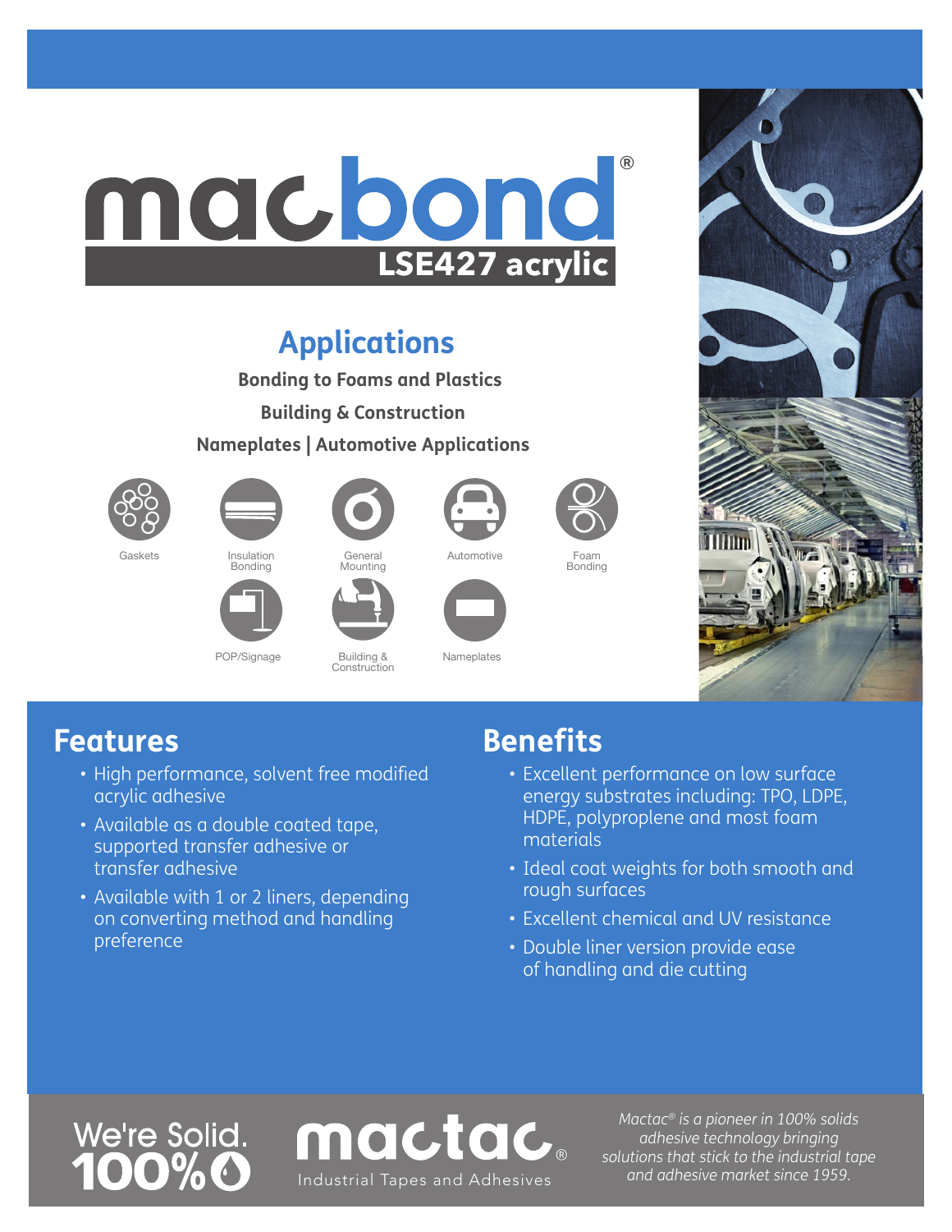# macbond®

## LSE427 acrylic

## Applications

**Bonding to Foams and Plastics**

**Building & Construction**

**Nameplates | Automotive Applications**

Gaskets

Insulation Bonding

General Mounting

Automotive

Foam Bonding

POP/Signage

Building & Construction

Nameplates

## Features

- High performance, solvent free modified acrylic adhesive
- Available as a double coated tape, supported transfer adhesive or transfer adhesive
- Available with 1 or 2 liners, depending on converting method and handling preference

## Benefits

- Excellent performance on low surface energy substrates including: TPO, LDPE, HDPE, polypropylene and most foam materials
- Ideal coat weights for both smooth and rough surfaces
- Excellent chemical and UV resistance
- Double liner version provide ease of handling and die cutting

We're Solid. 100%

mactac®
Industrial Tapes and Adhesives

*Mactac® is a pioneer in 100% solids adhesive technology bringing solutions that stick to the industrial tape and adhesive market since 1959.*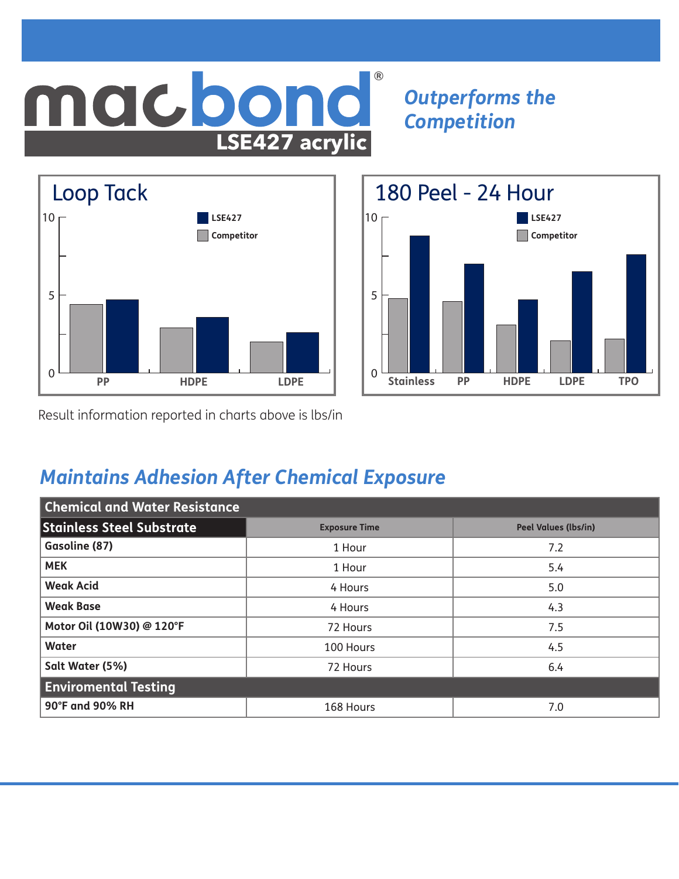# macbond® LSE427 acrylic

## *Outperforms the Competition*

### Loop Tack

LSE427 / Competitor

0, 5, 10

PP, HDPE, LDPE

### 180 Peel - 24 Hour

LSE427 / Competitor

0, 5, 10

Stainless, PP, HDPE, LDPE, TPO

Result information reported in charts above is lbs/in

## *Maintains Adhesion After Chemical Exposure*

| Chemical and Water Resistance | | |
|---|---|---|
| **Stainless Steel Substrate** | **Exposure Time** | **Peel Values (lbs/in)** |
| **Gasoline (87)** | 1 Hour | 7.2 |
| **MEK** | 1 Hour | 5.4 |
| **Weak Acid** | 4 Hours | 5.0 |
| **Weak Base** | 4 Hours | 4.3 |
| **Motor Oil (10W30) @ 120°F** | 72 Hours | 7.5 |
| **Water** | 100 Hours | 4.5 |
| **Salt Water (5%)** | 72 Hours | 6.4 |
| **Enviromental Testing** | | |
| **90°F and 90% RH** | 168 Hours | 7.0 |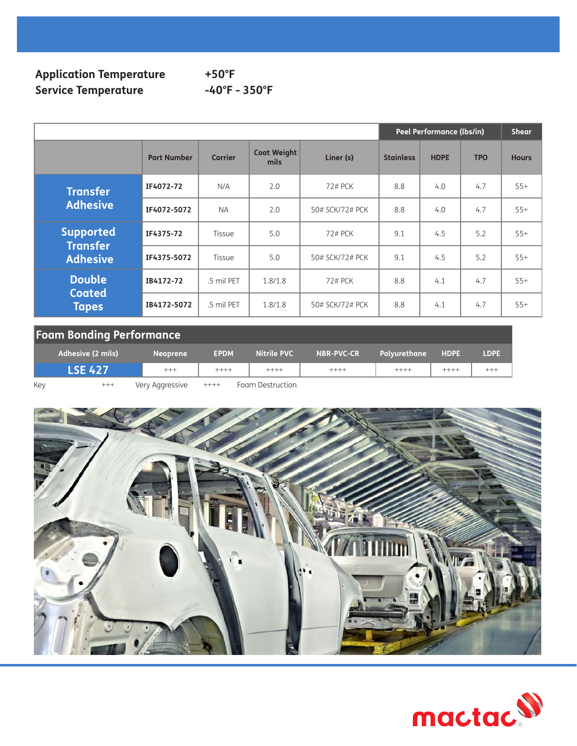**Application Temperature** **+50°F**

**Service Temperature** **-40°F - 350°F**

| | Part Number | Carrier | Coat Weight mils | Liner (s) | Peel Performance (lbs/in) | | | Shear |
|---|---|---|---|---|---|---|---|---|
| | | | | | Stainless | HDPE | TPO | Hours |
| **Transfer Adhesive** | **IF4072-72** | N/A | 2.0 | 72# PCK | 8.8 | 4.0 | 4.7 | 55+ |
| | **IF4072-5072** | NA | 2.0 | 50# SCK/72# PCK | 8.8 | 4.0 | 4.7 | 55+ |
| **Supported Transfer Adhesive** | **IF4375-72** | Tissue | 5.0 | 72# PCK | 9.1 | 4.5 | 5.2 | 55+ |
| | **IF4375-5072** | Tissue | 5.0 | 50# SCK/72# PCK | 9.1 | 4.5 | 5.2 | 55+ |
| **Double Coated Tapes** | **IB4172-72** | .5 mil PET | 1.8/1.8 | 72# PCK | 8.8 | 4.1 | 4.7 | 55+ |
| | **IB4172-5072** | .5 mil PET | 1.8/1.8 | 50# SCK/72# PCK | 8.8 | 4.1 | 4.7 | 55+ |

## Foam Bonding Performance

| Adhesive (2 mils) | Neoprene | EPDM | Nitrile PVC | NBR-PVC-CR | Polyurethane | HDPE | LDPE |
|---|---|---|---|---|---|---|---|
| **LSE 427** | +++ | ++++ | ++++ | ++++ | ++++ | ++++ | +++ |

Key +++ Very Aggressive ++++ Foam Destruction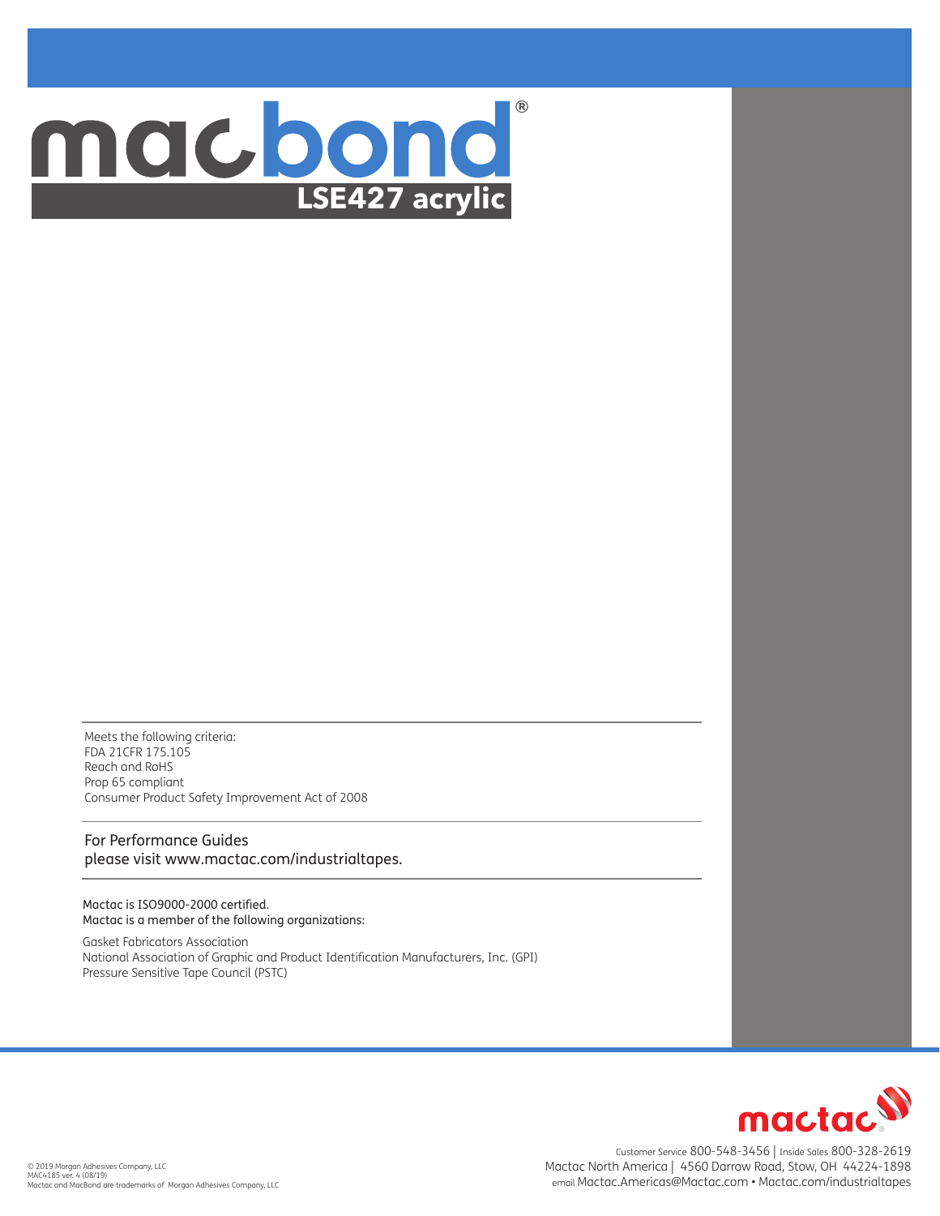# macbond®

## LSE427 acrylic

Meets the following criteria:
FDA 21CFR 175.105
Reach and RoHS
Prop 65 compliant
Consumer Product Safety Improvement Act of 2008

For Performance Guides
please visit www.mactac.com/industrialtapes.

Mactac is ISO9000-2000 certified.
Mactac is a member of the following organizations:

Gasket Fabricators Association
National Association of Graphic and Product Identification Manufacturers, Inc. (GPI)
Pressure Sensitive Tape Council (PSTC)

mactac®

Customer Service 800-548-3456 | Inside Sales 800-328-2619
Mactac North America | 4560 Darrow Road, Stow, OH 44224-1898
email Mactac.Americas@Mactac.com • Mactac.com/industrialtapes

© 2019 Morgan Adhesives Company, LLC
MAC4185 ver. 4 (08/19)
Mactac and MacBond are trademarks of Morgan Adhesives Company, LLC